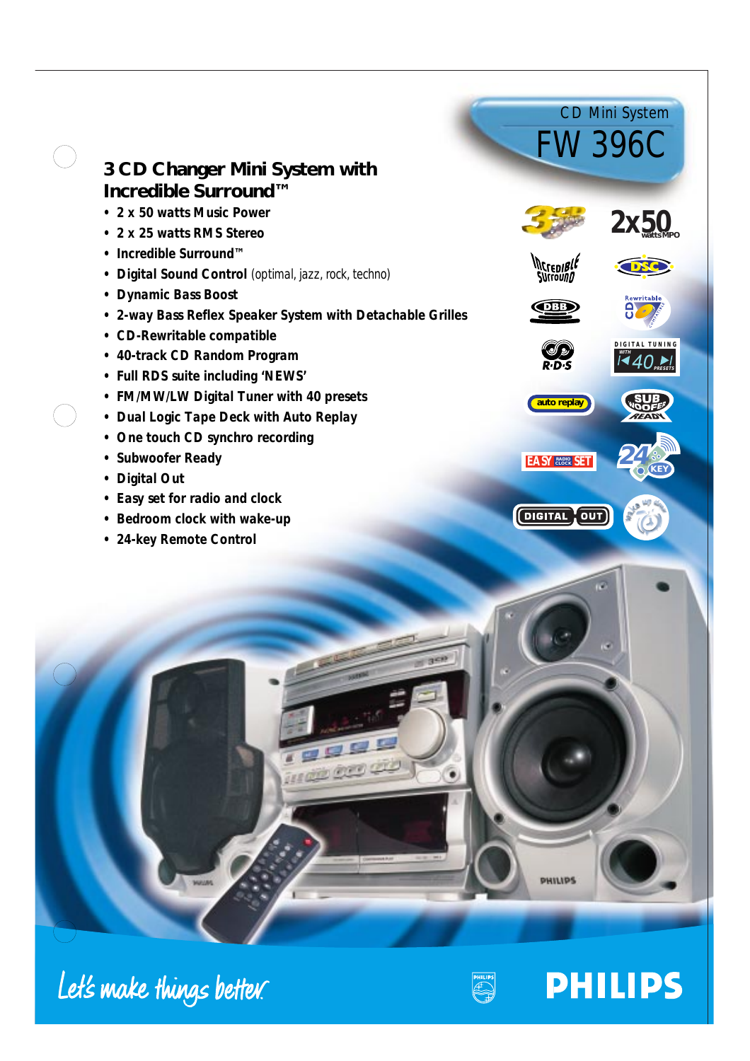CD Mini System

# FW 396C

## 3 CD Changer Mini System with Incredible Surround™

- 2 x 50 watts Music Power
- 2 x 25 watts RMS Stereo
- Incredible Surround™
- Digital Sound Control (optimal, jazz, rock, techno)
- Dynamic Bass Boost
- 2-way Bass Reflex Speaker System with Detachable Grilles
- CD-Rewritable compatible
- 40-track CD Random Program
- Full RDS suite including 'NEWS'
- FM/MW/LW Digital Tuner with 40 presets
- Dual Logic Tape Deck with Auto Replay
- One touch CD synchro recording
- Subwoofer Ready
- Digital Out
- Easy set for radio and clock
- Bedroom clock with wake-up
- 24-key Remote Control

Let's make things better.

PHILIPS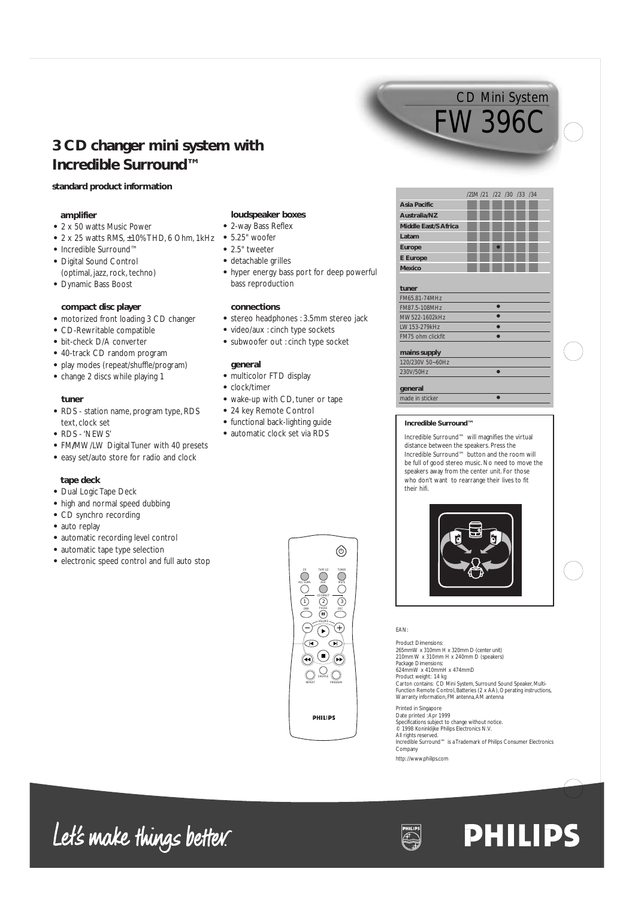# CD Mini System FW 396C

## 3 CD changer mini system with Incredible Surround™

**standard product information**

### amplifier

- 2 x 50 watts Music Power
- 2 x 25 watts RMS, ±10% THD, 6 Ohm, 1kHz
- Incredible Surround™
- Digital Sound Control (optimal, jazz, rock, techno)
- Dynamic Bass Boost

### compact disc player

- motorized front loading 3 CD changer
- CD-Rewritable compatible
- bit-check D/A converter
- 40-track CD random program
- play modes (repeat/shuffle/program)
- change 2 discs while playing 1

### tuner

- RDS - station name, program type, RDS text, clock set
- RDS - 'NEWS'
- FM/MW/LW Digital Tuner with 40 presets
- easy set/auto store for radio and clock

### tape deck

- Dual Logic Tape Deck
- high and normal speed dubbing
- CD synchro recording
- auto replay
- automatic recording level control
- automatic tape type selection
- electronic speed control and full auto stop

### loudspeaker boxes

- 2-way Bass Reflex
- 5.25" woofer
- 2.5" tweeter
- detachable grilles
- hyper energy bass port for deep powerful bass reproduction

### connections

- stereo headphones : 3.5mm stereo jack
- video/aux : cinch type sockets
- subwoofer out : cinch type socket

### general

- multicolor FTD display
- clock/timer
- wake-up with CD, tuner or tape
- 24 key Remote Control
- functional back-lighting guide
- automatic clock set via RDS

| | /21M | /21 | /22 | /30 | /33 | /34 |
|---|---|---|---|---|---|---|
| Asia Pacific | | | | | | |
| Australia/NZ | | | | | | |
| Middle East/S Africa | | | | | | |
| Latam | | | | | | |
| Europe | | | • | | | |
| E Europe | | | | | | |
| Mexico | | | | | | |
| **tuner** | | | | | | |
| FM65.81-74MHz | | | | | | |
| FM87.5-108MHz | | | • | | | |
| MW 522-1602kHz | | | • | | | |
| LW 153-279kHz | | | • | | | |
| FM75 ohm clickfit | | | • | | | |
| **mains supply** | | | | | | |
| 120/230V 50~60Hz | | | | | | |
| 230V/50Hz | | | • | | | |
| **general** | | | | | | |
| made in sticker | | | • | | | |

### Incredible Surround™

Incredible Surround™ will magnifies the virtual distance between the speakers. Press the Incredible Surround™ button and the room will be full of good stereo music. No need to move the speakers away from the center unit. For those who don't want to rearrange their lives to fit their hifi.

EAN:

Product Dimensions:
265mmW x 310mm H x 320mm D (center unit)
210mm W x 310mm H x 240mm D (speakers)
Package Dimensions:
624mmW x 410mmH x 474mmD
Product weight: 14 kg
Carton contains: CD Mini System, Surround Sound Speaker, Multi-Function Remote Control, Batteries (2 x AA), Operating instructions, Warranty information, FM antenna, AM antenna

Printed in Singapore
Date printed : Apr 1999
Specifications subject to change without notice.
© 1998 Koninklijke Philips Electronics N.V.
All rights reserved.
Incredible Surround™ is a Trademark of Philips Consumer Electronics Company

http://www.philips.com

Let's make things better.

PHILIPS